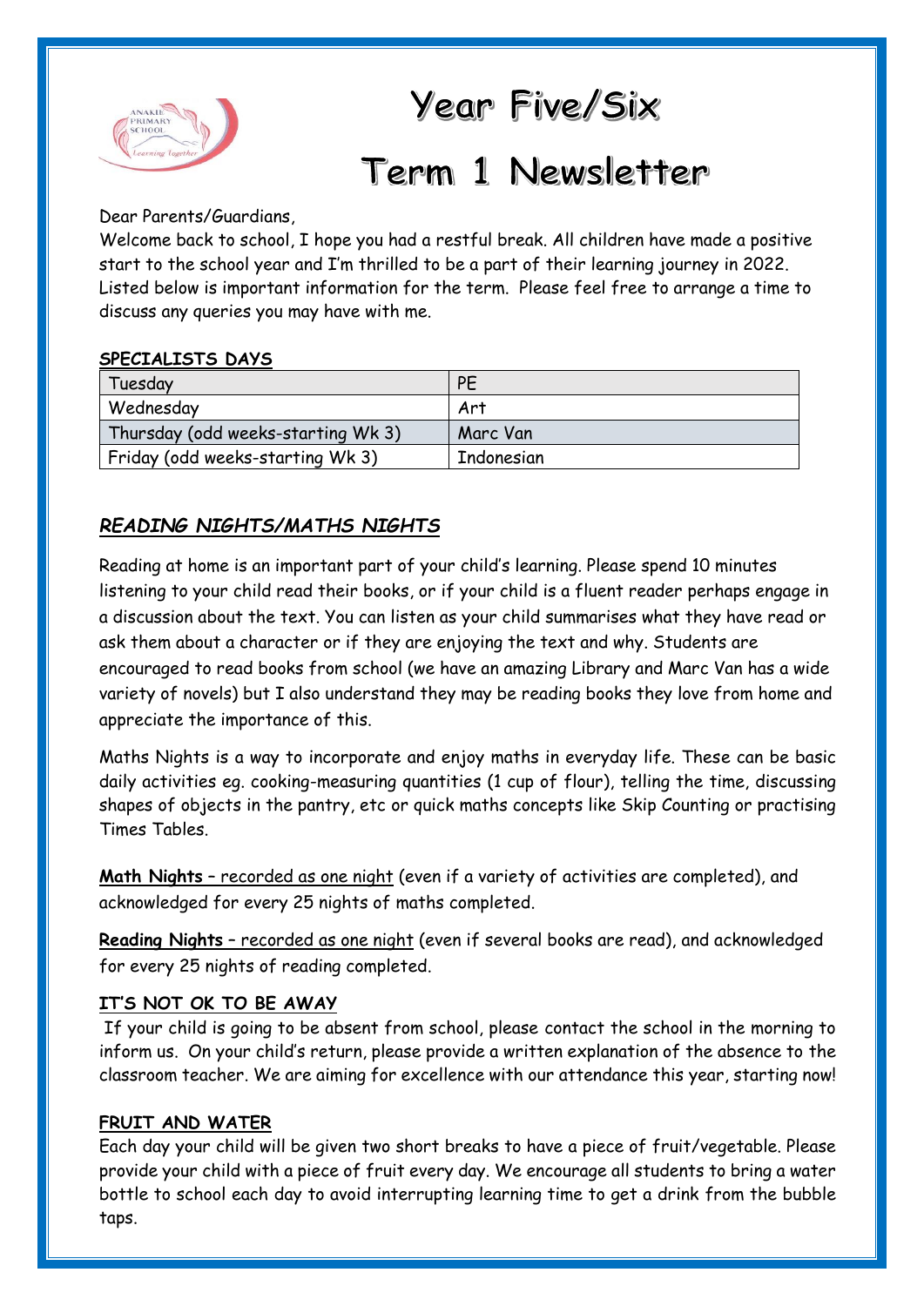# Year Five/Six

# Term 1 Newsletter

Dear Parents/Guardians,

Welcome back to school, I hope you had a restful break. All children have made a positive start to the school year and I'm thrilled to be a part of their learning journey in 2022. Listed below is important information for the term. Please feel free to arrange a time to discuss any queries you may have with me.

**SPECIALISTS DAYS**

| Tuesday | PE |
|---|---|
| Wednesday | Art |
| Thursday (odd weeks-starting Wk 3) | Marc Van |
| Friday (odd weeks-starting Wk 3) | Indonesian |

## *READING NIGHTS/MATHS NIGHTS*

Reading at home is an important part of your child's learning. Please spend 10 minutes listening to your child read their books, or if your child is a fluent reader perhaps engage in a discussion about the text. You can listen as your child summarises what they have read or ask them about a character or if they are enjoying the text and why. Students are encouraged to read books from school (we have an amazing Library and Marc Van has a wide variety of novels) but I also understand they may be reading books they love from home and appreciate the importance of this.

Maths Nights is a way to incorporate and enjoy maths in everyday life. These can be basic daily activities eg. cooking-measuring quantities (1 cup of flour), telling the time, discussing shapes of objects in the pantry, etc or quick maths concepts like Skip Counting or practising Times Tables.

**Math Nights** – recorded as one night (even if a variety of activities are completed), and acknowledged for every 25 nights of maths completed.

**Reading Nights** – recorded as one night (even if several books are read), and acknowledged for every 25 nights of reading completed.

**IT'S NOT OK TO BE AWAY**

If your child is going to be absent from school, please contact the school in the morning to inform us. On your child's return, please provide a written explanation of the absence to the classroom teacher. We are aiming for excellence with our attendance this year, starting now!

**FRUIT AND WATER**

Each day your child will be given two short breaks to have a piece of fruit/vegetable. Please provide your child with a piece of fruit every day. We encourage all students to bring a water bottle to school each day to avoid interrupting learning time to get a drink from the bubble taps.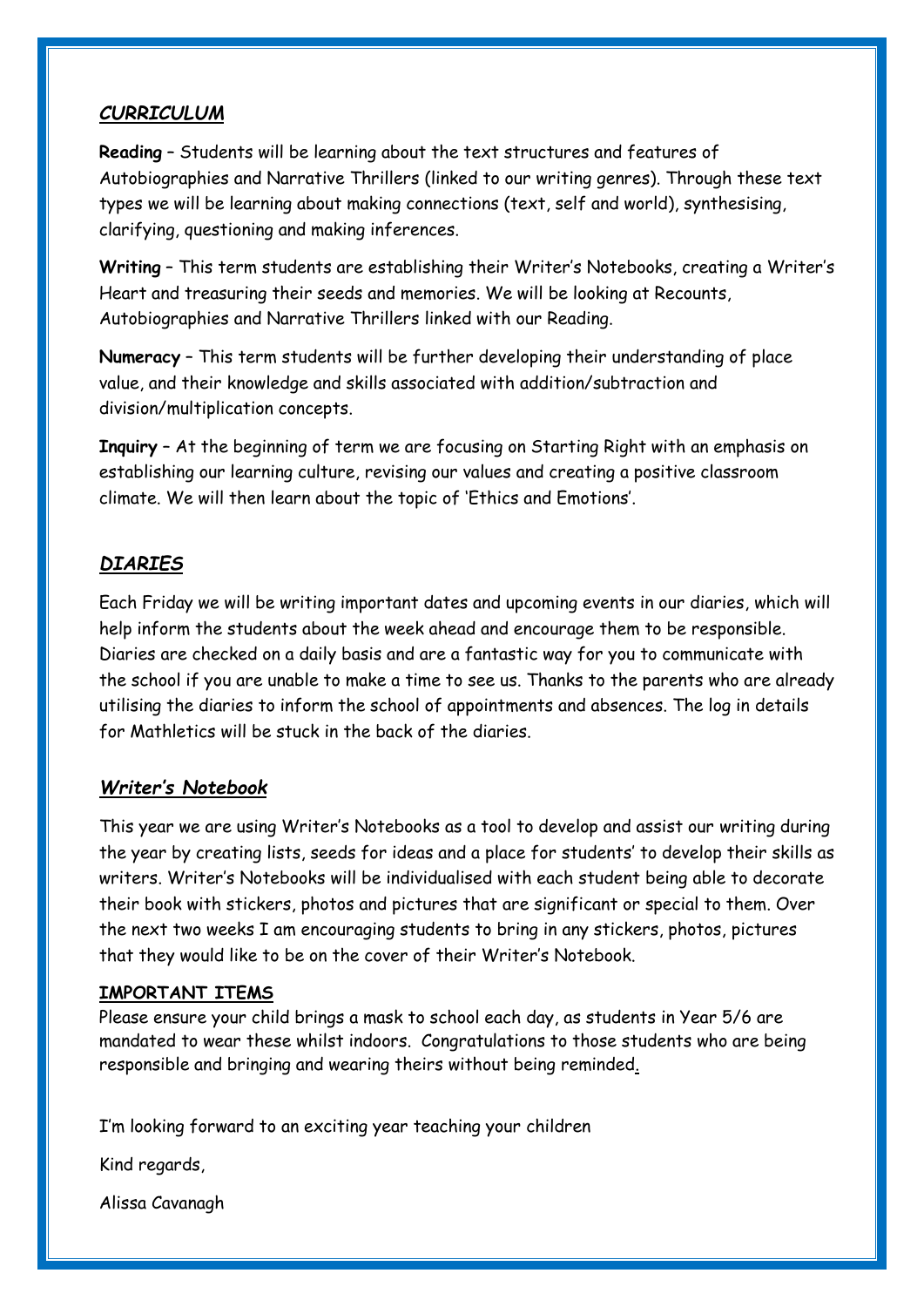## ***CURRICULUM***

**Reading** – Students will be learning about the text structures and features of Autobiographies and Narrative Thrillers (linked to our writing genres). Through these text types we will be learning about making connections (text, self and world), synthesising, clarifying, questioning and making inferences.

**Writing** – This term students are establishing their Writer's Notebooks, creating a Writer's Heart and treasuring their seeds and memories. We will be looking at Recounts, Autobiographies and Narrative Thrillers linked with our Reading.

**Numeracy** – This term students will be further developing their understanding of place value, and their knowledge and skills associated with addition/subtraction and division/multiplication concepts.

**Inquiry** – At the beginning of term we are focusing on Starting Right with an emphasis on establishing our learning culture, revising our values and creating a positive classroom climate. We will then learn about the topic of 'Ethics and Emotions'.

## ***DIARIES***

Each Friday we will be writing important dates and upcoming events in our diaries, which will help inform the students about the week ahead and encourage them to be responsible. Diaries are checked on a daily basis and are a fantastic way for you to communicate with the school if you are unable to make a time to see us. Thanks to the parents who are already utilising the diaries to inform the school of appointments and absences. The log in details for Mathletics will be stuck in the back of the diaries.

## ***Writer's Notebook***

This year we are using Writer's Notebooks as a tool to develop and assist our writing during the year by creating lists, seeds for ideas and a place for students' to develop their skills as writers. Writer's Notebooks will be individualised with each student being able to decorate their book with stickers, photos and pictures that are significant or special to them. Over the next two weeks I am encouraging students to bring in any stickers, photos, pictures that they would like to be on the cover of their Writer's Notebook.

**IMPORTANT ITEMS**

Please ensure your child brings a mask to school each day, as students in Year 5/6 are mandated to wear these whilst indoors. Congratulations to those students who are being responsible and bringing and wearing theirs without being reminded.

I'm looking forward to an exciting year teaching your children

Kind regards,

Alissa Cavanagh